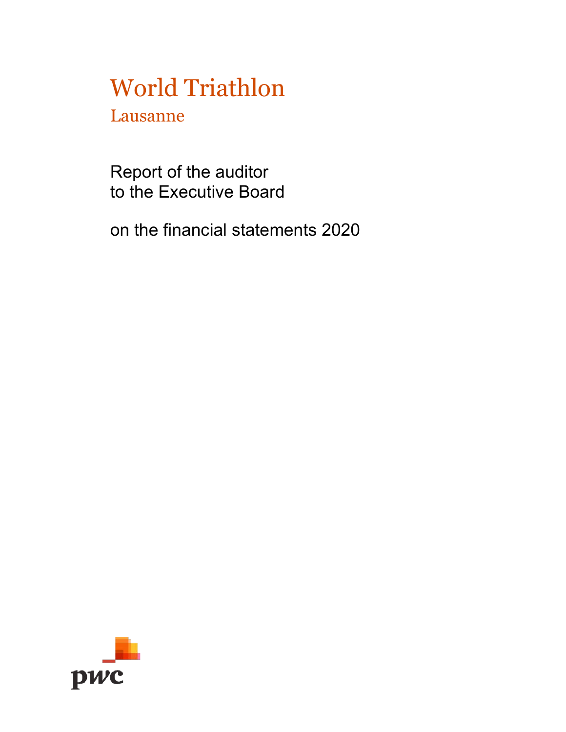# World Triathlon

## Lausanne

Report of the auditor
to the Executive Board

on the financial statements 2020

pwc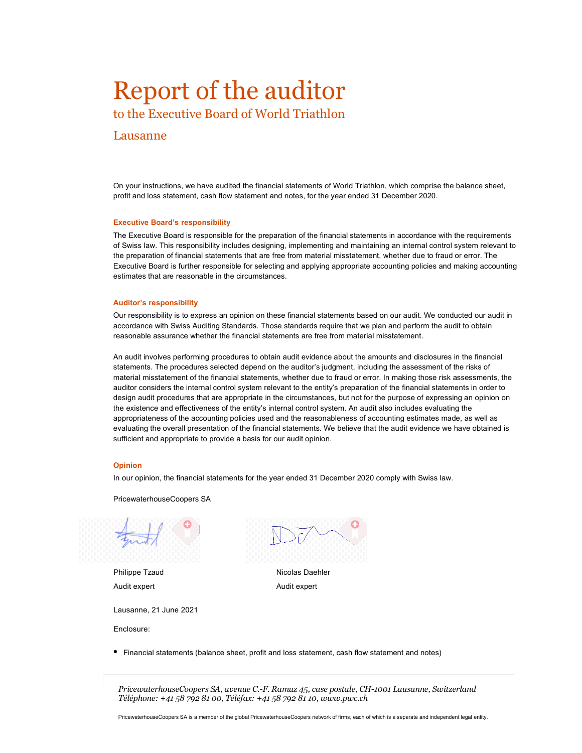# Report of the auditor

## to the Executive Board of World Triathlon

## Lausanne

On your instructions, we have audited the financial statements of World Triathlon, which comprise the balance sheet, profit and loss statement, cash flow statement and notes, for the year ended 31 December 2020.

### Executive Board's responsibility

The Executive Board is responsible for the preparation of the financial statements in accordance with the requirements of Swiss law. This responsibility includes designing, implementing and maintaining an internal control system relevant to the preparation of financial statements that are free from material misstatement, whether due to fraud or error. The Executive Board is further responsible for selecting and applying appropriate accounting policies and making accounting estimates that are reasonable in the circumstances.

### Auditor's responsibility

Our responsibility is to express an opinion on these financial statements based on our audit. We conducted our audit in accordance with Swiss Auditing Standards. Those standards require that we plan and perform the audit to obtain reasonable assurance whether the financial statements are free from material misstatement.

An audit involves performing procedures to obtain audit evidence about the amounts and disclosures in the financial statements. The procedures selected depend on the auditor's judgment, including the assessment of the risks of material misstatement of the financial statements, whether due to fraud or error. In making those risk assessments, the auditor considers the internal control system relevant to the entity's preparation of the financial statements in order to design audit procedures that are appropriate in the circumstances, but not for the purpose of expressing an opinion on the existence and effectiveness of the entity's internal control system. An audit also includes evaluating the appropriateness of the accounting policies used and the reasonableness of accounting estimates made, as well as evaluating the overall presentation of the financial statements. We believe that the audit evidence we have obtained is sufficient and appropriate to provide a basis for our audit opinion.

### Opinion

In our opinion, the financial statements for the year ended 31 December 2020 comply with Swiss law.

PricewaterhouseCoopers SA

| Philippe Tzaud | Nicolas Daehler |
|---|---|
| Audit expert | Audit expert |

Lausanne, 21 June 2021

Enclosure:

- Financial statements (balance sheet, profit and loss statement, cash flow statement and notes)

*PricewaterhouseCoopers SA, avenue C.-F. Ramuz 45, case postale, CH-1001 Lausanne, Switzerland*
*Téléphone: +41 58 792 81 00, Téléfax: +41 58 792 81 10, www.pwc.ch*

PricewaterhouseCoopers SA is a member of the global PricewaterhouseCoopers network of firms, each of which is a separate and independent legal entity.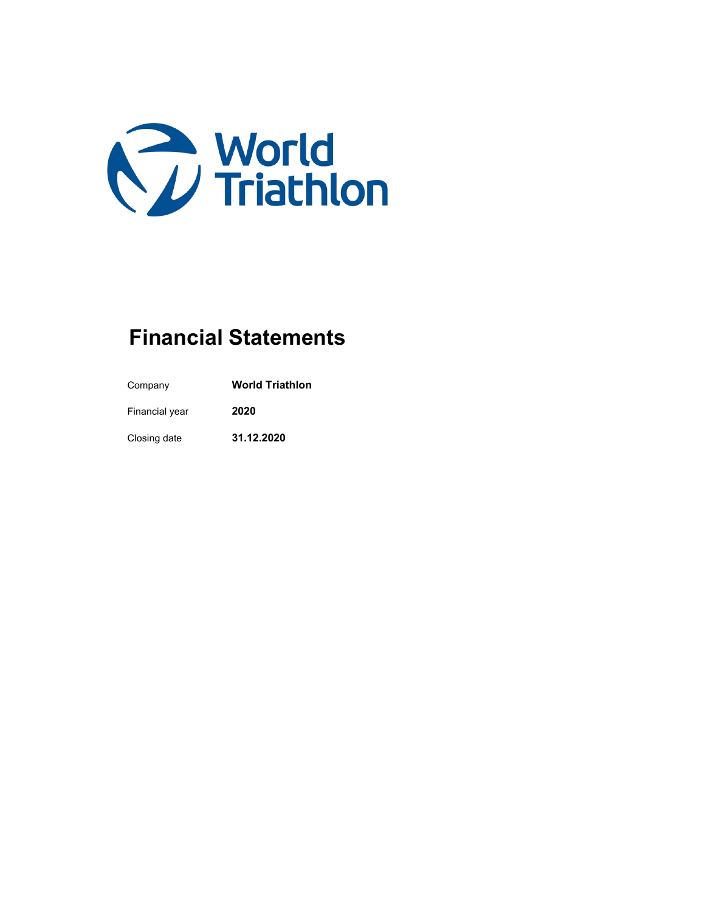World Triathlon

# Financial Statements

| | |
|---|---|
| Company | **World Triathlon** |
| Financial year | **2020** |
| Closing date | **31.12.2020** |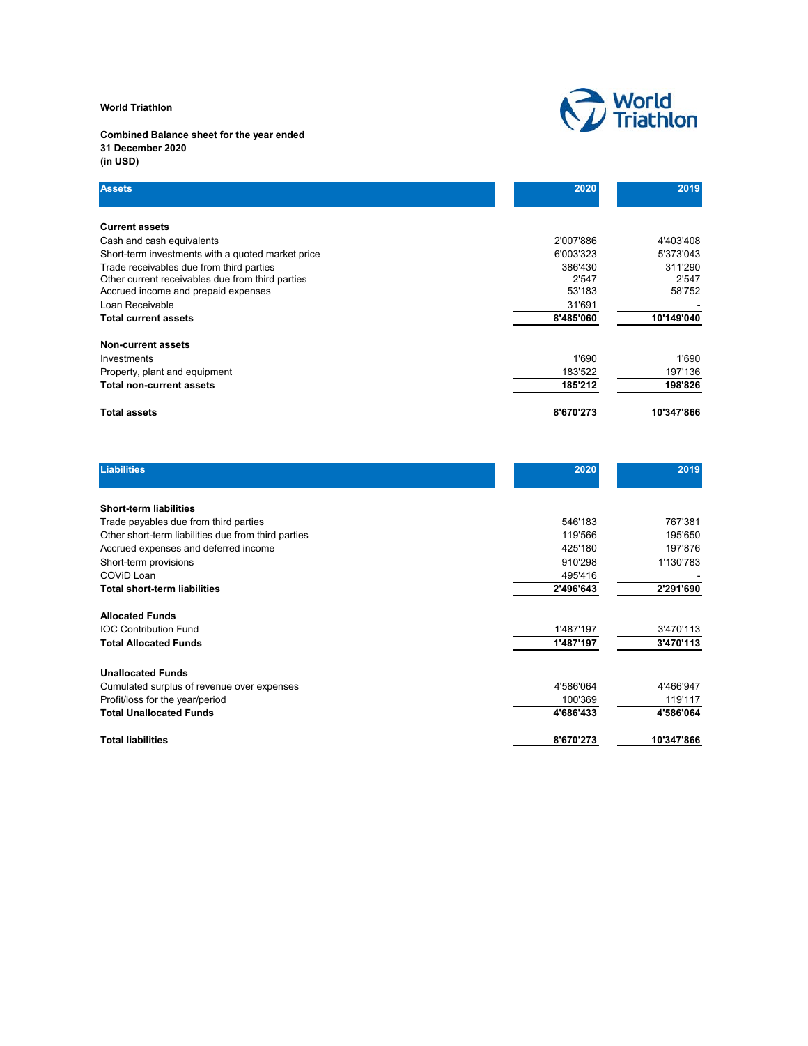**World Triathlon**

**Combined Balance sheet for the year ended 31 December 2020 (in USD)**

| **Assets** | **2020** | **2019** |
|---|---|---|
| **Current assets** | | |
| Cash and cash equivalents | 2'007'886 | 4'403'408 |
| Short-term investments with a quoted market price | 6'003'323 | 5'373'043 |
| Trade receivables due from third parties | 386'430 | 311'290 |
| Other current receivables due from third parties | 2'547 | 2'547 |
| Accrued income and prepaid expenses | 53'183 | 58'752 |
| Loan Receivable | 31'691 | - |
| **Total current assets** | **8'485'060** | **10'149'040** |
| **Non-current assets** | | |
| Investments | 1'690 | 1'690 |
| Property, plant and equipment | 183'522 | 197'136 |
| **Total non-current assets** | **185'212** | **198'826** |
| **Total assets** | **8'670'273** | **10'347'866** |

| **Liabilities** | **2020** | **2019** |
|---|---|---|
| **Short-term liabilities** | | |
| Trade payables due from third parties | 546'183 | 767'381 |
| Other short-term liabilities due from third parties | 119'566 | 195'650 |
| Accrued expenses and deferred income | 425'180 | 197'876 |
| Short-term provisions | 910'298 | 1'130'783 |
| COViD Loan | 495'416 | - |
| **Total short-term liabilities** | **2'496'643** | **2'291'690** |
| **Allocated Funds** | | |
| IOC Contribution Fund | 1'487'197 | 3'470'113 |
| **Total Allocated Funds** | **1'487'197** | **3'470'113** |
| **Unallocated Funds** | | |
| Cumulated surplus of revenue over expenses | 4'586'064 | 4'466'947 |
| Profit/loss for the year/period | 100'369 | 119'117 |
| **Total Unallocated Funds** | **4'686'433** | **4'586'064** |
| **Total liabilities** | **8'670'273** | **10'347'866** |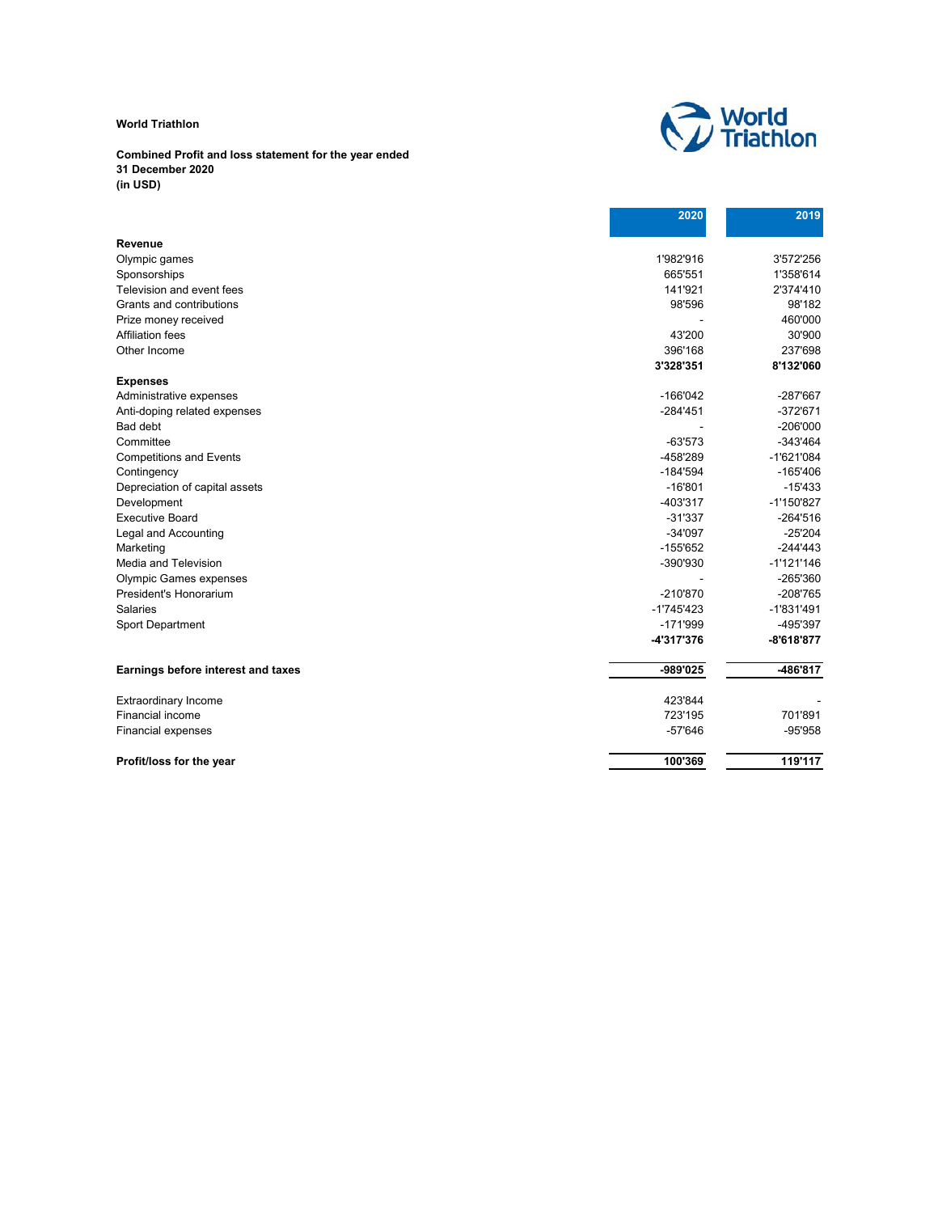**World Triathlon**

**Combined Profit and loss statement for the year ended 31 December 2020 (in USD)**

| | 2020 | 2019 |
|---|---|---|
| **Revenue** | | |
| Olympic games | 1'982'916 | 3'572'256 |
| Sponsorships | 665'551 | 1'358'614 |
| Television and event fees | 141'921 | 2'374'410 |
| Grants and contributions | 98'596 | 98'182 |
| Prize money received | - | 460'000 |
| Affiliation fees | 43'200 | 30'900 |
| Other Income | 396'168 | 237'698 |
| | **3'328'351** | **8'132'060** |
| **Expenses** | | |
| Administrative expenses | -166'042 | -287'667 |
| Anti-doping related expenses | -284'451 | -372'671 |
| Bad debt | - | -206'000 |
| Committee | -63'573 | -343'464 |
| Competitions and Events | -458'289 | -1'621'084 |
| Contingency | -184'594 | -165'406 |
| Depreciation of capital assets | -16'801 | -15'433 |
| Development | -403'317 | -1'150'827 |
| Executive Board | -31'337 | -264'516 |
| Legal and Accounting | -34'097 | -25'204 |
| Marketing | -155'652 | -244'443 |
| Media and Television | -390'930 | -1'121'146 |
| Olympic Games expenses | - | -265'360 |
| President's Honorarium | -210'870 | -208'765 |
| Salaries | -1'745'423 | -1'831'491 |
| Sport Department | -171'999 | -495'397 |
| | **-4'317'376** | **-8'618'877** |
| **Earnings before interest and taxes** | **-989'025** | **-486'817** |
| Extraordinary Income | 423'844 | - |
| Financial income | 723'195 | 701'891 |
| Financial expenses | -57'646 | -95'958 |
| **Profit/loss for the year** | **100'369** | **119'117** |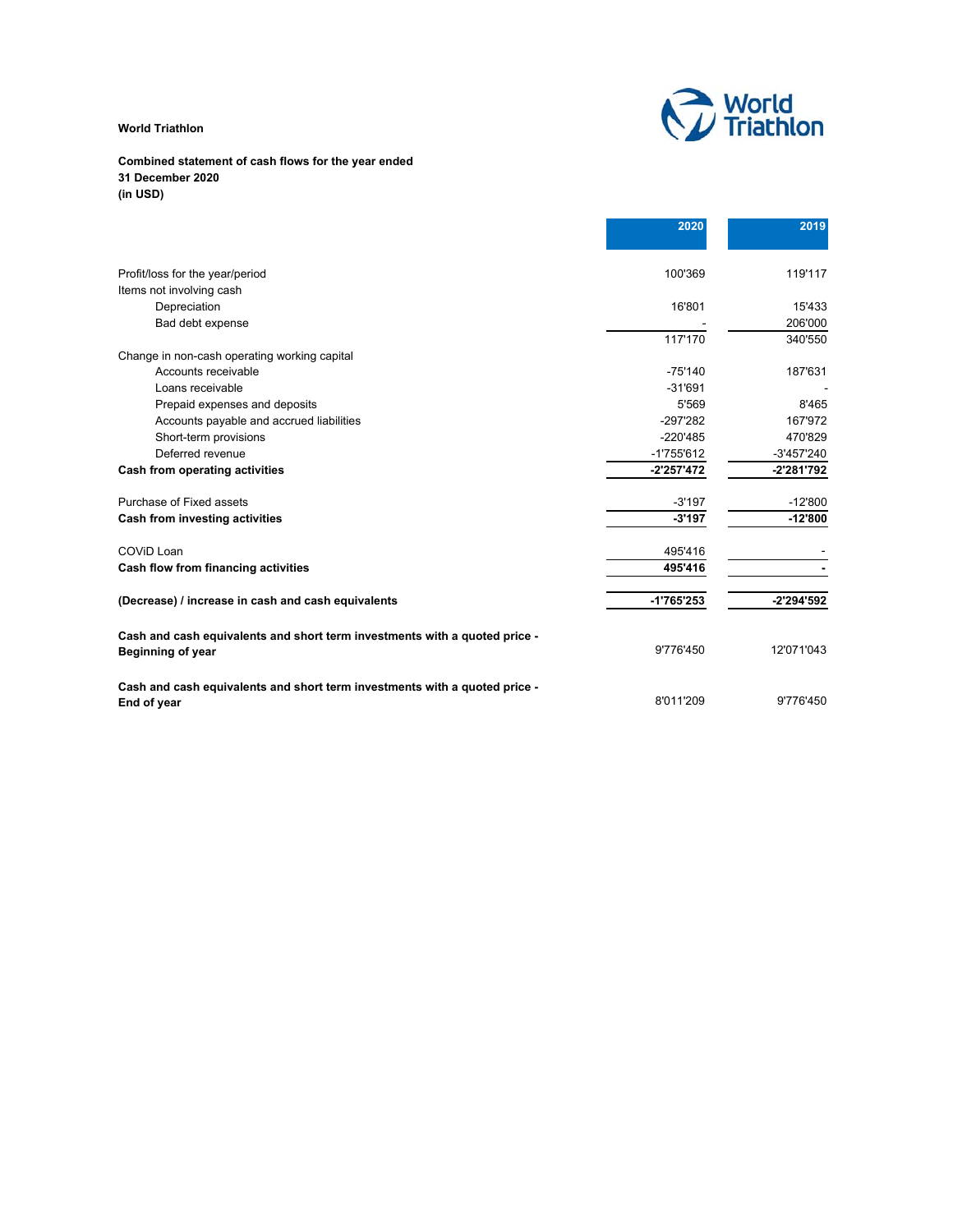**World Triathlon**

**Combined statement of cash flows for the year ended 31 December 2020 (in USD)**

| | 2020 | 2019 |
|---|---|---|
| Profit/loss for the year/period | 100'369 | 119'117 |
| Items not involving cash | | |
| Depreciation | 16'801 | 15'433 |
| Bad debt expense | - | 206'000 |
| | 117'170 | 340'550 |
| Change in non-cash operating working capital | | |
| Accounts receivable | -75'140 | 187'631 |
| Loans receivable | -31'691 | - |
| Prepaid expenses and deposits | 5'569 | 8'465 |
| Accounts payable and accrued liabilities | -297'282 | 167'972 |
| Short-term provisions | -220'485 | 470'829 |
| Deferred revenue | -1'755'612 | -3'457'240 |
| **Cash from operating activities** | **-2'257'472** | **-2'281'792** |
| Purchase of Fixed assets | -3'197 | -12'800 |
| **Cash from investing activities** | **-3'197** | **-12'800** |
| COViD Loan | 495'416 | - |
| **Cash flow from financing activities** | **495'416** | **-** |
| **(Decrease) / increase in cash and cash equivalents** | **-1'765'253** | **-2'294'592** |
| **Cash and cash equivalents and short term investments with a quoted price - Beginning of year** | 9'776'450 | 12'071'043 |
| **Cash and cash equivalents and short term investments with a quoted price - End of year** | 8'011'209 | 9'776'450 |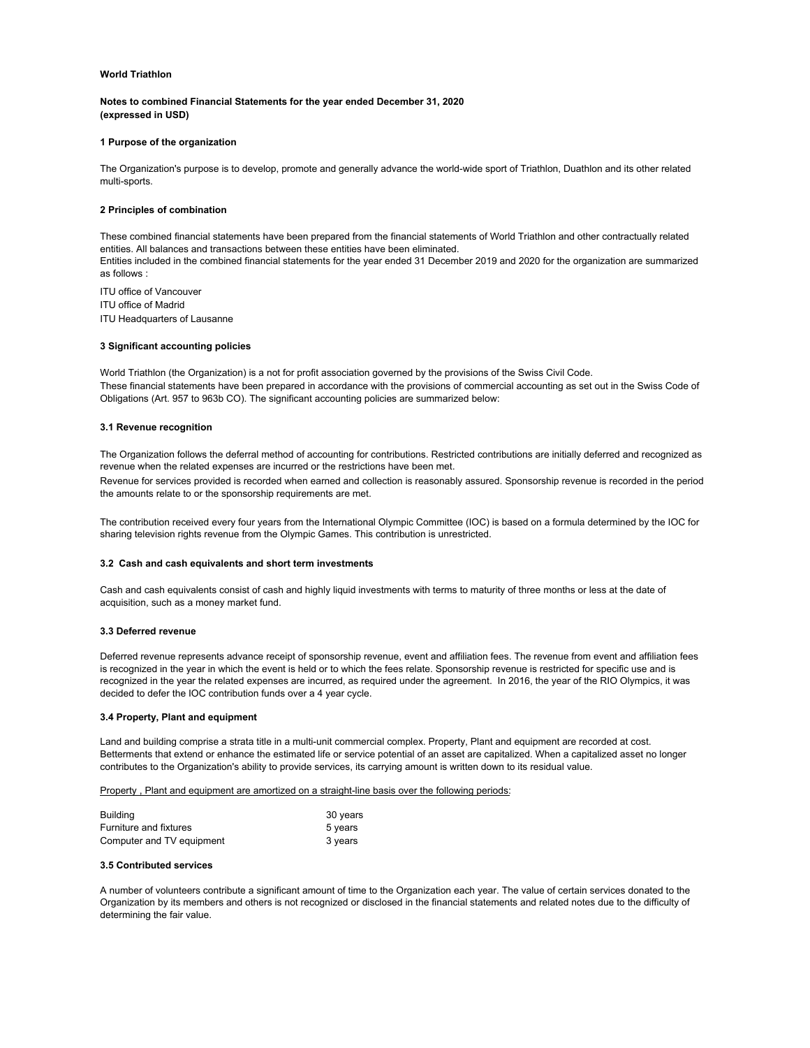**World Triathlon**

**Notes to combined Financial Statements for the year ended December 31, 2020**
**(expressed in USD)**

### 1 Purpose of the organization

The Organization's purpose is to develop, promote and generally advance the world-wide sport of Triathlon, Duathlon and its other related multi-sports.

### 2 Principles of combination

These combined financial statements have been prepared from the financial statements of World Triathlon and other contractually related entities. All balances and transactions between these entities have been eliminated.
Entities included in the combined financial statements for the year ended 31 December 2019 and 2020 for the organization are summarized as follows :

ITU office of Vancouver
ITU office of Madrid
ITU Headquarters of Lausanne

### 3 Significant accounting policies

World Triathlon (the Organization) is a not for profit association governed by the provisions of the Swiss Civil Code.
These financial statements have been prepared in accordance with the provisions of commercial accounting as set out in the Swiss Code of Obligations (Art. 957 to 963b CO). The significant accounting policies are summarized below:

#### 3.1 Revenue recognition

The Organization follows the deferral method of accounting for contributions. Restricted contributions are initially deferred and recognized as revenue when the related expenses are incurred or the restrictions have been met.
Revenue for services provided is recorded when earned and collection is reasonably assured. Sponsorship revenue is recorded in the period the amounts relate to or the sponsorship requirements are met.

The contribution received every four years from the International Olympic Committee (IOC) is based on a formula determined by the IOC for sharing television rights revenue from the Olympic Games. This contribution is unrestricted.

#### 3.2 Cash and cash equivalents and short term investments

Cash and cash equivalents consist of cash and highly liquid investments with terms to maturity of three months or less at the date of acquisition, such as a money market fund.

#### 3.3 Deferred revenue

Deferred revenue represents advance receipt of sponsorship revenue, event and affiliation fees. The revenue from event and affiliation fees is recognized in the year in which the event is held or to which the fees relate. Sponsorship revenue is restricted for specific use and is recognized in the year the related expenses are incurred, as required under the agreement. In 2016, the year of the RIO Olympics, it was decided to defer the IOC contribution funds over a 4 year cycle.

#### 3.4 Property, Plant and equipment

Land and building comprise a strata title in a multi-unit commercial complex. Property, Plant and equipment are recorded at cost. Betterments that extend or enhance the estimated life or service potential of an asset are capitalized. When a capitalized asset no longer contributes to the Organization's ability to provide services, its carrying amount is written down to its residual value.

Property , Plant and equipment are amortized on a straight-line basis over the following periods:

| | |
|---|---|
| Building | 30 years |
| Furniture and fixtures | 5 years |
| Computer and TV equipment | 3 years |

#### 3.5 Contributed services

A number of volunteers contribute a significant amount of time to the Organization each year. The value of certain services donated to the Organization by its members and others is not recognized or disclosed in the financial statements and related notes due to the difficulty of determining the fair value.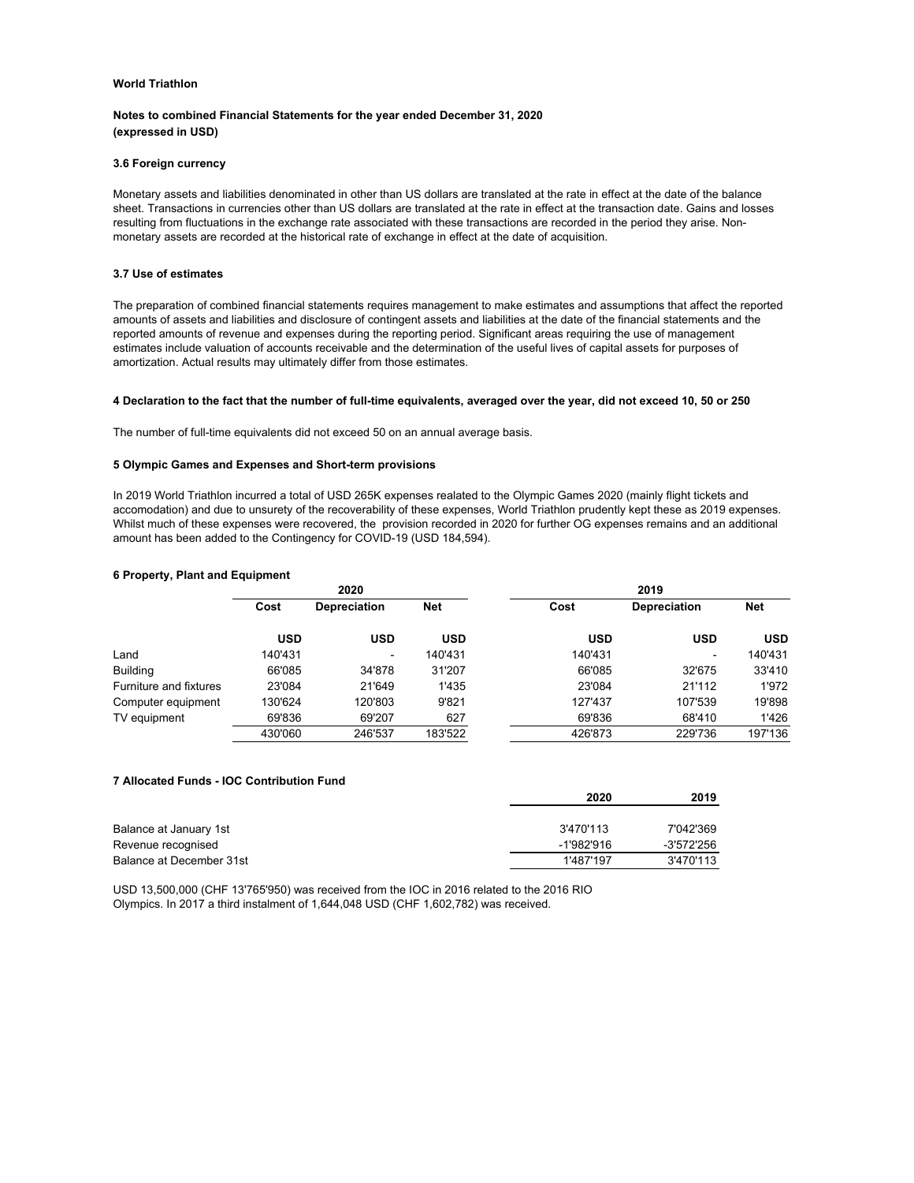**World Triathlon**

**Notes to combined Financial Statements for the year ended December 31, 2020**
**(expressed in USD)**

### 3.6 Foreign currency

Monetary assets and liabilities denominated in other than US dollars are translated at the rate in effect at the date of the balance sheet. Transactions in currencies other than US dollars are translated at the rate in effect at the transaction date. Gains and losses resulting from fluctuations in the exchange rate associated with these transactions are recorded in the period they arise. Non-monetary assets are recorded at the historical rate of exchange in effect at the date of acquisition.

### 3.7 Use of estimates

The preparation of combined financial statements requires management to make estimates and assumptions that affect the reported amounts of assets and liabilities and disclosure of contingent assets and liabilities at the date of the financial statements and the reported amounts of revenue and expenses during the reporting period. Significant areas requiring the use of management estimates include valuation of accounts receivable and the determination of the useful lives of capital assets for purposes of amortization. Actual results may ultimately differ from those estimates.

### 4 Declaration to the fact that the number of full-time equivalents, averaged over the year, did not exceed 10, 50 or 250

The number of full-time equivalents did not exceed 50 on an annual average basis.

### 5 Olympic Games and Expenses and Short-term provisions

In 2019 World Triathlon incurred a total of USD 265K expenses realated to the Olympic Games 2020 (mainly flight tickets and accomodation) and due to unsurety of the recoverability of these expenses, World Triathlon prudently kept these as 2019 expenses. Whilst much of these expenses were recovered, the provision recorded in 2020 for further OG expenses remains and an additional amount has been added to the Contingency for COVID-19 (USD 184,594).

### 6 Property, Plant and Equipment

| | 2020 | | | 2019 | | |
|---|---|---|---|---|---|---|
| | Cost | Depreciation | Net | Cost | Depreciation | Net |
| | USD | USD | USD | USD | USD | USD |
| Land | 140'431 | - | 140'431 | 140'431 | - | 140'431 |
| Building | 66'085 | 34'878 | 31'207 | 66'085 | 32'675 | 33'410 |
| Furniture and fixtures | 23'084 | 21'649 | 1'435 | 23'084 | 21'112 | 1'972 |
| Computer equipment | 130'624 | 120'803 | 9'821 | 127'437 | 107'539 | 19'898 |
| TV equipment | 69'836 | 69'207 | 627 | 69'836 | 68'410 | 1'426 |
| | 430'060 | 246'537 | 183'522 | 426'873 | 229'736 | 197'136 |

### 7 Allocated Funds - IOC Contribution Fund

| | 2020 | 2019 |
|---|---|---|
| Balance at January 1st | 3'470'113 | 7'042'369 |
| Revenue recognised | -1'982'916 | -3'572'256 |
| Balance at December 31st | 1'487'197 | 3'470'113 |

USD 13,500,000 (CHF 13'765'950) was received from the IOC in 2016 related to the 2016 RIO Olympics. In 2017 a third instalment of 1,644,048 USD (CHF 1,602,782) was received.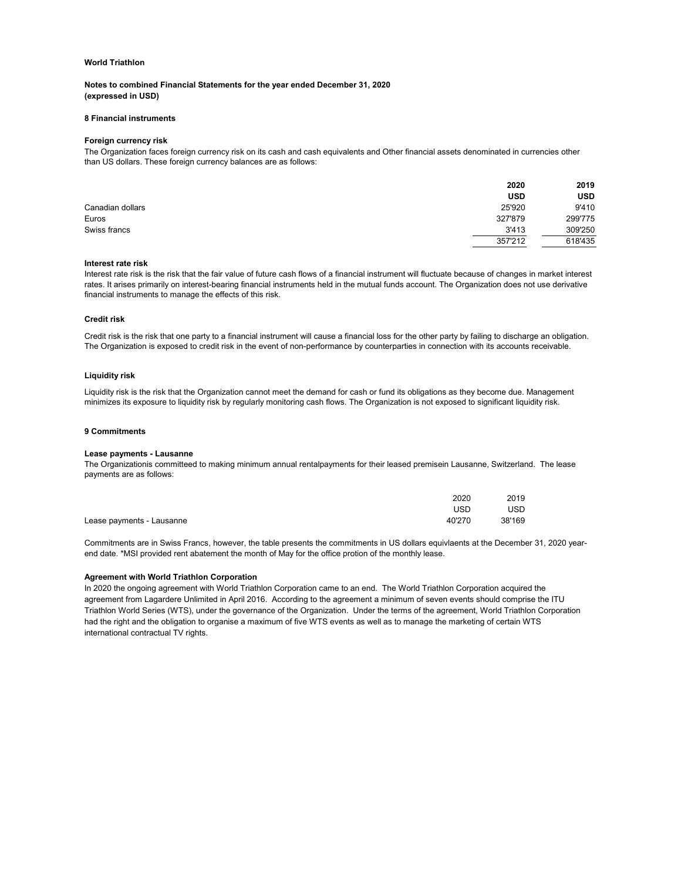**World Triathlon**

**Notes to combined Financial Statements for the year ended December 31, 2020 (expressed in USD)**

## 8 Financial instruments

### Foreign currency risk

The Organization faces foreign currency risk on its cash and cash equivalents and Other financial assets denominated in currencies other than US dollars. These foreign currency balances are as follows:

| | 2020 | 2019 |
|---|---|---|
| | USD | USD |
| Canadian dollars | 25'920 | 9'410 |
| Euros | 327'879 | 299'775 |
| Swiss francs | 3'413 | 309'250 |
| | 357'212 | 618'435 |

### Interest rate risk

Interest rate risk is the risk that the fair value of future cash flows of a financial instrument will fluctuate because of changes in market interest rates. It arises primarily on interest-bearing financial instruments held in the mutual funds account. The Organization does not use derivative financial instruments to manage the effects of this risk.

### Credit risk

Credit risk is the risk that one party to a financial instrument will cause a financial loss for the other party by failing to discharge an obligation. The Organization is exposed to credit risk in the event of non-performance by counterparties in connection with its accounts receivable.

### Liquidity risk

Liquidity risk is the risk that the Organization cannot meet the demand for cash or fund its obligations as they become due. Management minimizes its exposure to liquidity risk by regularly monitoring cash flows. The Organization is not exposed to significant liquidity risk.

## 9 Commitments

### Lease payments - Lausanne

The Organizationis committeed to making minimum annual rentalpayments for their leased premisein Lausanne, Switzerland. The lease payments are as follows:

| | 2020 | 2019 |
|---|---|---|
| | USD | USD |
| Lease payments - Lausanne | 40'270 | 38'169 |

Commitments are in Swiss Francs, however, the table presents the commitments in US dollars equivlaents at the December 31, 2020 year-end date. *MSI provided rent abatement the month of May for the office protion of the monthly lease.

### Agreement with World Triathlon Corporation

In 2020 the ongoing agreement with World Triathlon Corporation came to an end. The World Triathlon Corporation acquired the agreement from Lagardere Unlimited in April 2016. According to the agreement a minimum of seven events should comprise the ITU Triathlon World Series (WTS), under the governance of the Organization. Under the terms of the agreement, World Triathlon Corporation had the right and the obligation to organise a maximum of five WTS events as well as to manage the marketing of certain WTS international contractual TV rights.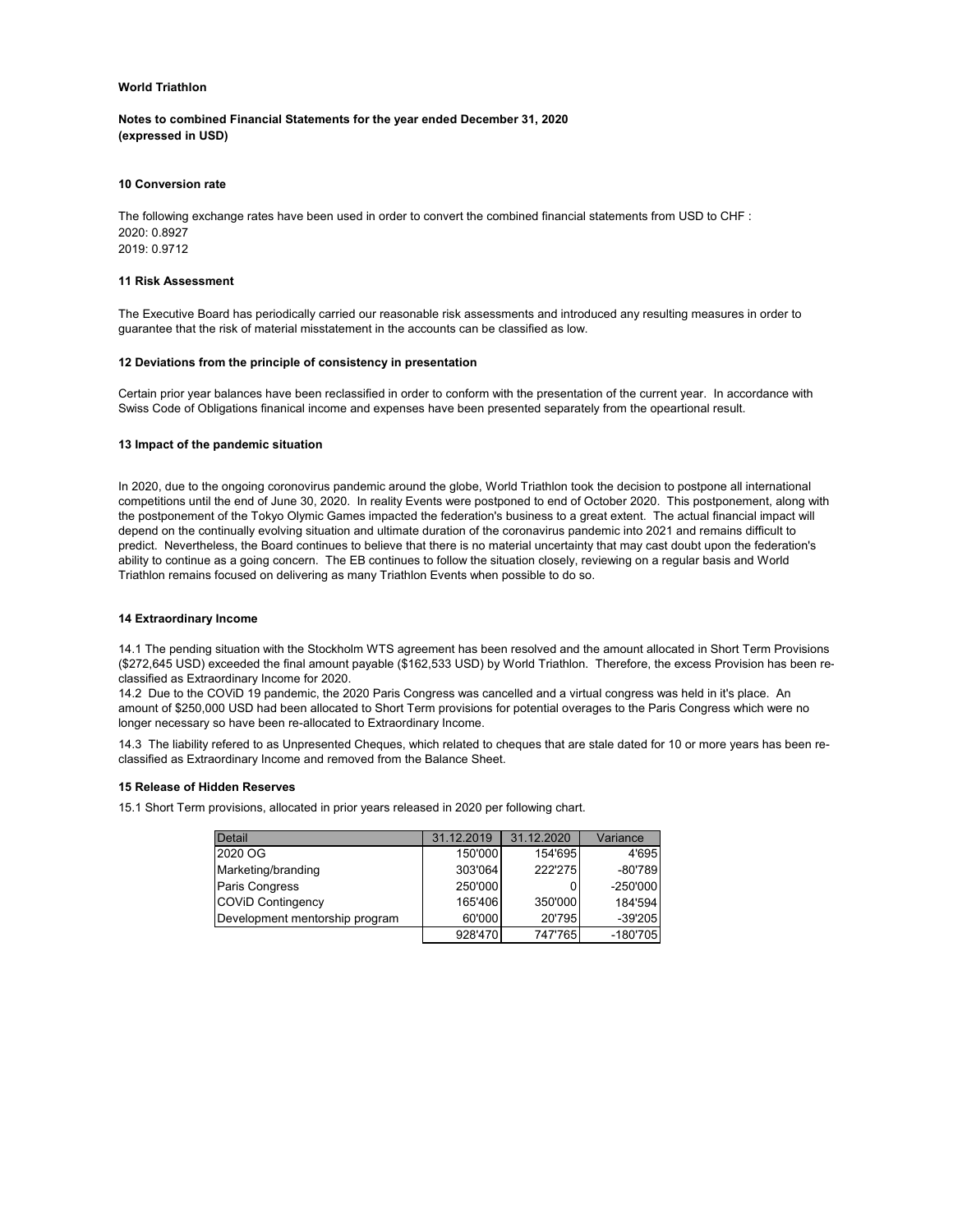**World Triathlon**

**Notes to combined Financial Statements for the year ended December 31, 2020**
**(expressed in USD)**

**10 Conversion rate**

The following exchange rates have been used in order to convert the combined financial statements from USD to CHF :
2020: 0.8927
2019: 0.9712

**11 Risk Assessment**

The Executive Board has periodically carried our reasonable risk assessments and introduced any resulting measures in order to guarantee that the risk of material misstatement in the accounts can be classified as low.

**12 Deviations from the principle of consistency in presentation**

Certain prior year balances have been reclassified in order to conform with the presentation of the current year. In accordance with Swiss Code of Obligations finanical income and expenses have been presented separately from the opeartional result.

**13 Impact of the pandemic situation**

In 2020, due to the ongoing coronovirus pandemic around the globe, World Triathlon took the decision to postpone all international competitions until the end of June 30, 2020. In reality Events were postponed to end of October 2020. This postponement, along with the postponement of the Tokyo Olymic Games impacted the federation's business to a great extent. The actual financial impact will depend on the continually evolving situation and ultimate duration of the coronavirus pandemic into 2021 and remains difficult to predict. Nevertheless, the Board continues to believe that there is no material uncertainty that may cast doubt upon the federation's ability to continue as a going concern. The EB continues to follow the situation closely, reviewing on a regular basis and World Triathlon remains focused on delivering as many Triathlon Events when possible to do so.

**14 Extraordinary Income**

14.1 The pending situation with the Stockholm WTS agreement has been resolved and the amount allocated in Short Term Provisions ($272,645 USD) exceeded the final amount payable ($162,533 USD) by World Triathlon. Therefore, the excess Provision has been re-classified as Extraordinary Income for 2020.
14.2 Due to the COViD 19 pandemic, the 2020 Paris Congress was cancelled and a virtual congress was held in it's place. An amount of $250,000 USD had been allocated to Short Term provisions for potential overages to the Paris Congress which were no longer necessary so have been re-allocated to Extraordinary Income.

14.3 The liability refered to as Unpresented Cheques, which related to cheques that are stale dated for 10 or more years has been re-classified as Extraordinary Income and removed from the Balance Sheet.

**15 Release of Hidden Reserves**

15.1 Short Term provisions, allocated in prior years released in 2020 per following chart.

| Detail | 31.12.2019 | 31.12.2020 | Variance |
|---|---|---|---|
| 2020 OG | 150'000 | 154'695 | 4'695 |
| Marketing/branding | 303'064 | 222'275 | -80'789 |
| Paris Congress | 250'000 | 0 | -250'000 |
| COViD Contingency | 165'406 | 350'000 | 184'594 |
| Development mentorship program | 60'000 | 20'795 | -39'205 |
| | 928'470 | 747'765 | -180'705 |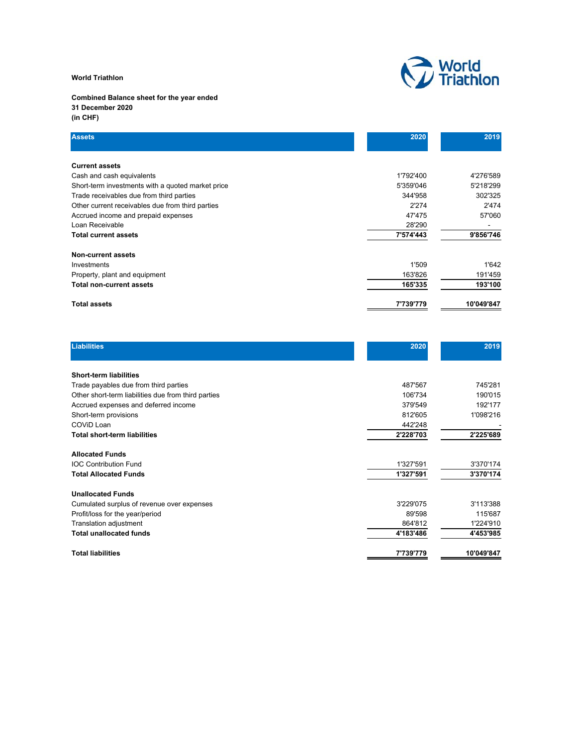**World Triathlon**

**Combined Balance sheet for the year ended**
**31 December 2020**
**(in CHF)**

| Assets | 2020 | 2019 |
|---|---|---|
| **Current assets** | | |
| Cash and cash equivalents | 1'792'400 | 4'276'589 |
| Short-term investments with a quoted market price | 5'359'046 | 5'218'299 |
| Trade receivables due from third parties | 344'958 | 302'325 |
| Other current receivables due from third parties | 2'274 | 2'474 |
| Accrued income and prepaid expenses | 47'475 | 57'060 |
| Loan Receivable | 28'290 | - |
| **Total current assets** | **7'574'443** | **9'856'746** |
| **Non-current assets** | | |
| Investments | 1'509 | 1'642 |
| Property, plant and equipment | 163'826 | 191'459 |
| **Total non-current assets** | **165'335** | **193'100** |
| **Total assets** | **7'739'779** | **10'049'847** |

| Liabilities | 2020 | 2019 |
|---|---|---|
| **Short-term liabilities** | | |
| Trade payables due from third parties | 487'567 | 745'281 |
| Other short-term liabilities due from third parties | 106'734 | 190'015 |
| Accrued expenses and deferred income | 379'549 | 192'177 |
| Short-term provisions | 812'605 | 1'098'216 |
| COViD Loan | 442'248 | - |
| **Total short-term liabilities** | **2'228'703** | **2'225'689** |
| **Allocated Funds** | | |
| IOC Contribution Fund | 1'327'591 | 3'370'174 |
| **Total Allocated Funds** | **1'327'591** | **3'370'174** |
| **Unallocated Funds** | | |
| Cumulated surplus of revenue over expenses | 3'229'075 | 3'113'388 |
| Profit/loss for the year/period | 89'598 | 115'687 |
| Translation adjustment | 864'812 | 1'224'910 |
| **Total unallocated funds** | **4'183'486** | **4'453'985** |
| **Total liabilities** | **7'739'779** | **10'049'847** |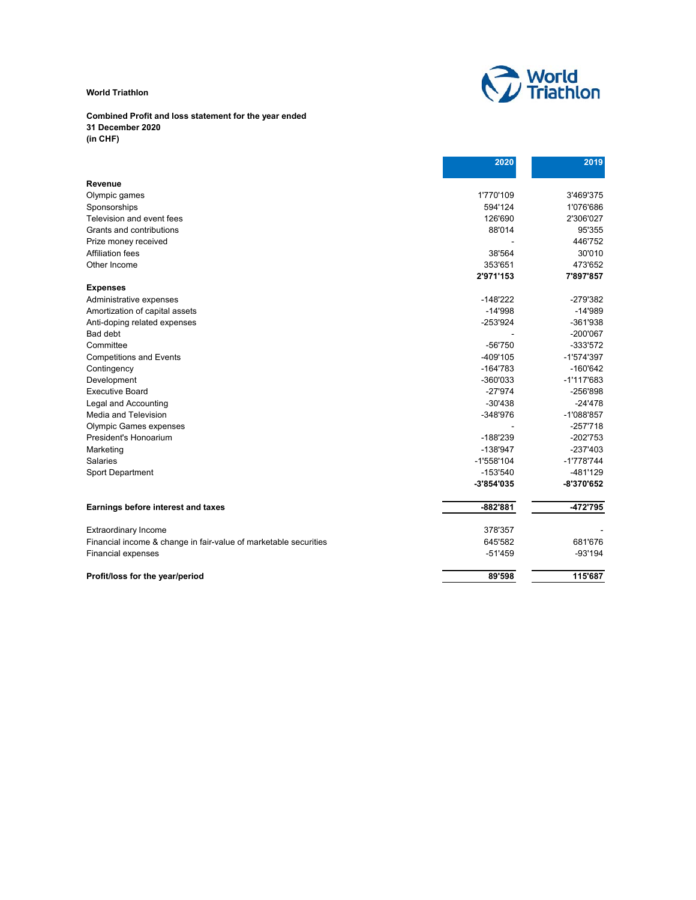**World Triathlon**

**Combined Profit and loss statement for the year ended 31 December 2020 (in CHF)**

| | 2020 | 2019 |
|---|---|---|
| **Revenue** | | |
| Olympic games | 1'770'109 | 3'469'375 |
| Sponsorships | 594'124 | 1'076'686 |
| Television and event fees | 126'690 | 2'306'027 |
| Grants and contributions | 88'014 | 95'355 |
| Prize money received | - | 446'752 |
| Affiliation fees | 38'564 | 30'010 |
| Other Income | 353'651 | 473'652 |
| | **2'971'153** | **7'897'857** |
| **Expenses** | | |
| Administrative expenses | -148'222 | -279'382 |
| Amortization of capital assets | -14'998 | -14'989 |
| Anti-doping related expenses | -253'924 | -361'938 |
| Bad debt | - | -200'067 |
| Committee | -56'750 | -333'572 |
| Competitions and Events | -409'105 | -1'574'397 |
| Contingency | -164'783 | -160'642 |
| Development | -360'033 | -1'117'683 |
| Executive Board | -27'974 | -256'898 |
| Legal and Accounting | -30'438 | -24'478 |
| Media and Television | -348'976 | -1'088'857 |
| Olympic Games expenses | - | -257'718 |
| President's Honoarium | -188'239 | -202'753 |
| Marketing | -138'947 | -237'403 |
| Salaries | -1'558'104 | -1'778'744 |
| Sport Department | -153'540 | -481'129 |
| | **-3'854'035** | **-8'370'652** |
| **Earnings before interest and taxes** | **-882'881** | **-472'795** |
| Extraordinary Income | 378'357 | - |
| Financial income & change in fair-value of marketable securities | 645'582 | 681'676 |
| Financial expenses | -51'459 | -93'194 |
| **Profit/loss for the year/period** | **89'598** | **115'687** |